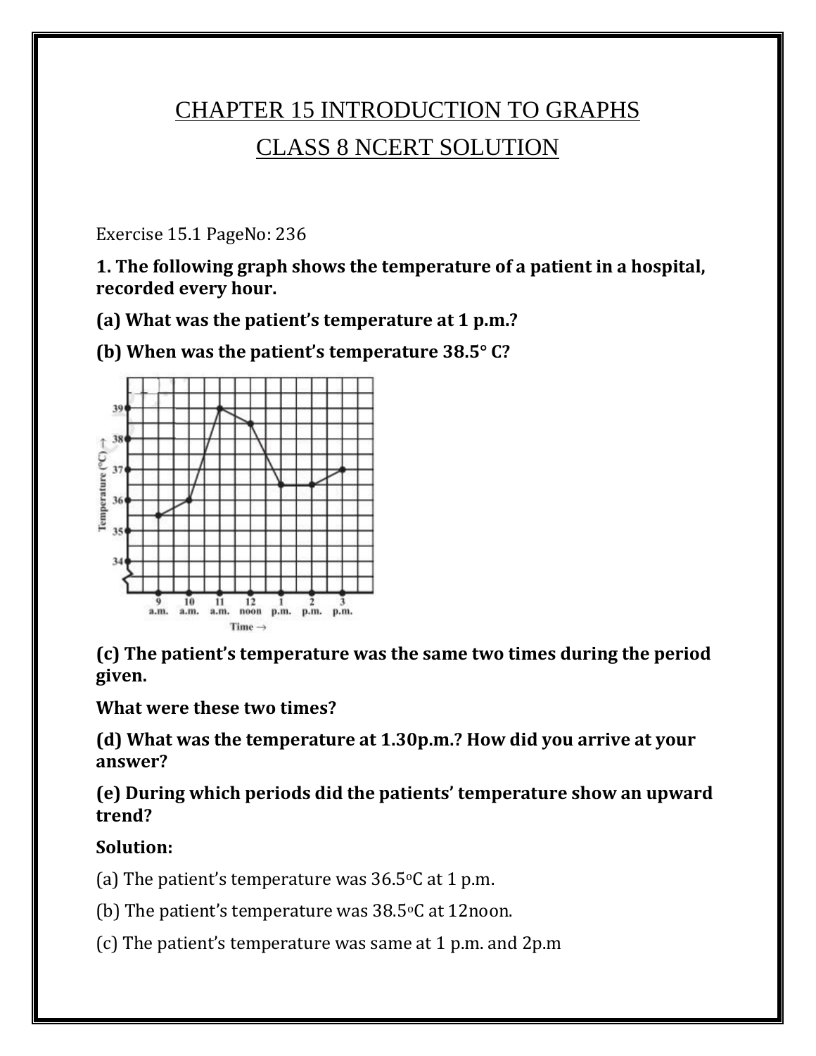# CHAPTER 15 INTRODUCTION TO GRAPHS

# CLASS 8 NCERT SOLUTION

Exercise 15.1 PageNo: 236

**1. The following graph shows the temperature of a patient in a hospital, recorded every hour.**

**(a) What was the patient's temperature at 1 p.m.?**

**(b) When was the patient's temperature 38.5° C?**

**(c) The patient's temperature was the same two times during the period given.**

**What were these two times?**

**(d) What was the temperature at 1.30p.m.? How did you arrive at your answer?**

**(e) During which periods did the patients' temperature show an upward trend?**

**Solution:**

(a) The patient's temperature was 36.5°C at 1 p.m.

(b) The patient's temperature was 38.5°C at 12noon.

(c) The patient's temperature was same at 1 p.m. and 2p.m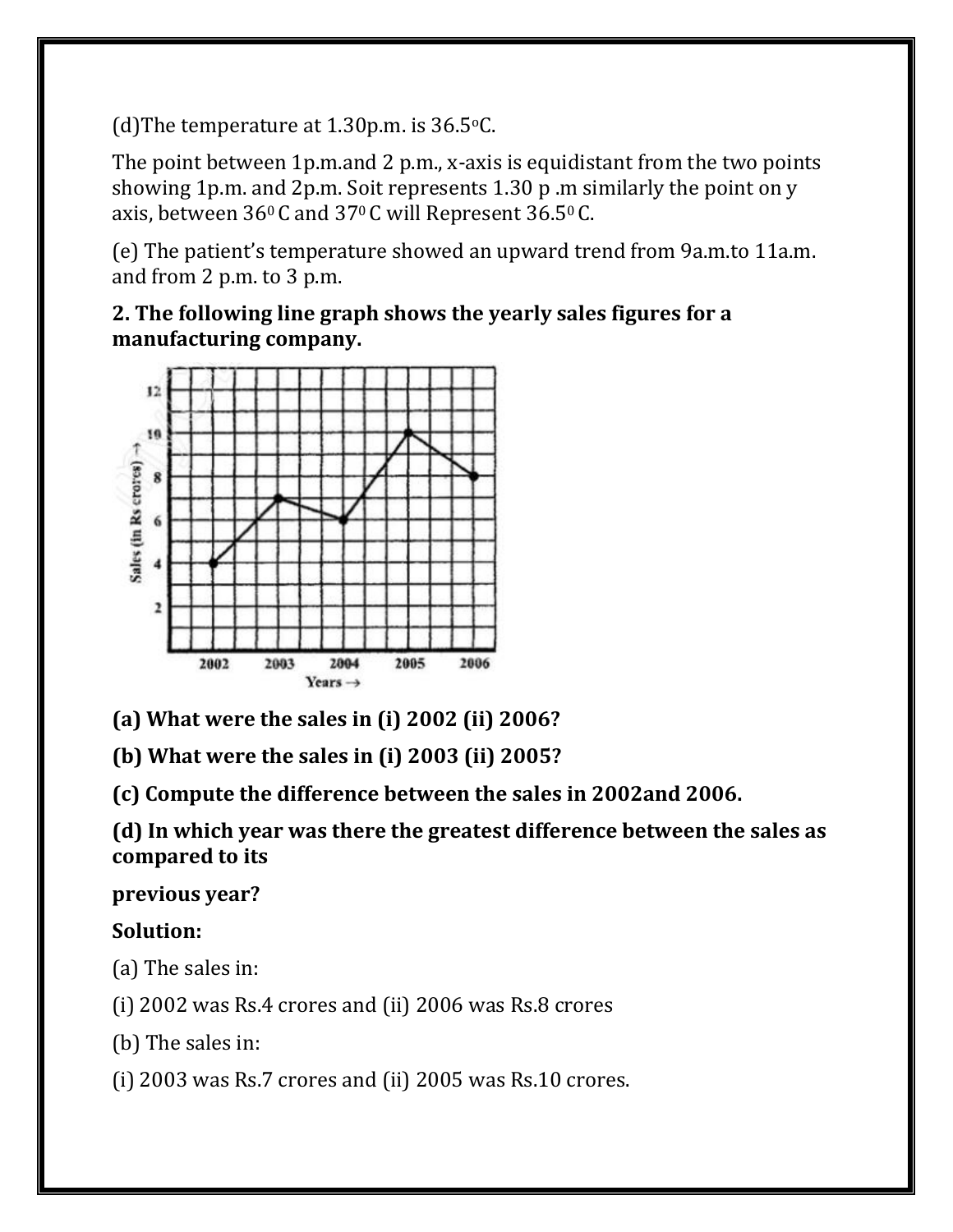(d)The temperature at 1.30p.m. is 36.5°C.

The point between 1p.m.and 2 p.m., x-axis is equidistant from the two points showing 1p.m. and 2p.m. Soit represents 1.30 p .m similarly the point on y axis, between $36^0$ C and $37^0$ C will Represent $36.5^0$ C.

(e) The patient's temperature showed an upward trend from 9a.m.to 11a.m. and from 2 p.m. to 3 p.m.

**2. The following line graph shows the yearly sales figures for a manufacturing company.**

**(a) What were the sales in (i) 2002 (ii) 2006?**

**(b) What were the sales in (i) 2003 (ii) 2005?**

**(c) Compute the difference between the sales in 2002and 2006.**

**(d) In which year was there the greatest difference between the sales as compared to its**

**previous year?**

**Solution:**

(a) The sales in:

(i) 2002 was Rs.4 crores and (ii) 2006 was Rs.8 crores

(b) The sales in:

(i) 2003 was Rs.7 crores and (ii) 2005 was Rs.10 crores.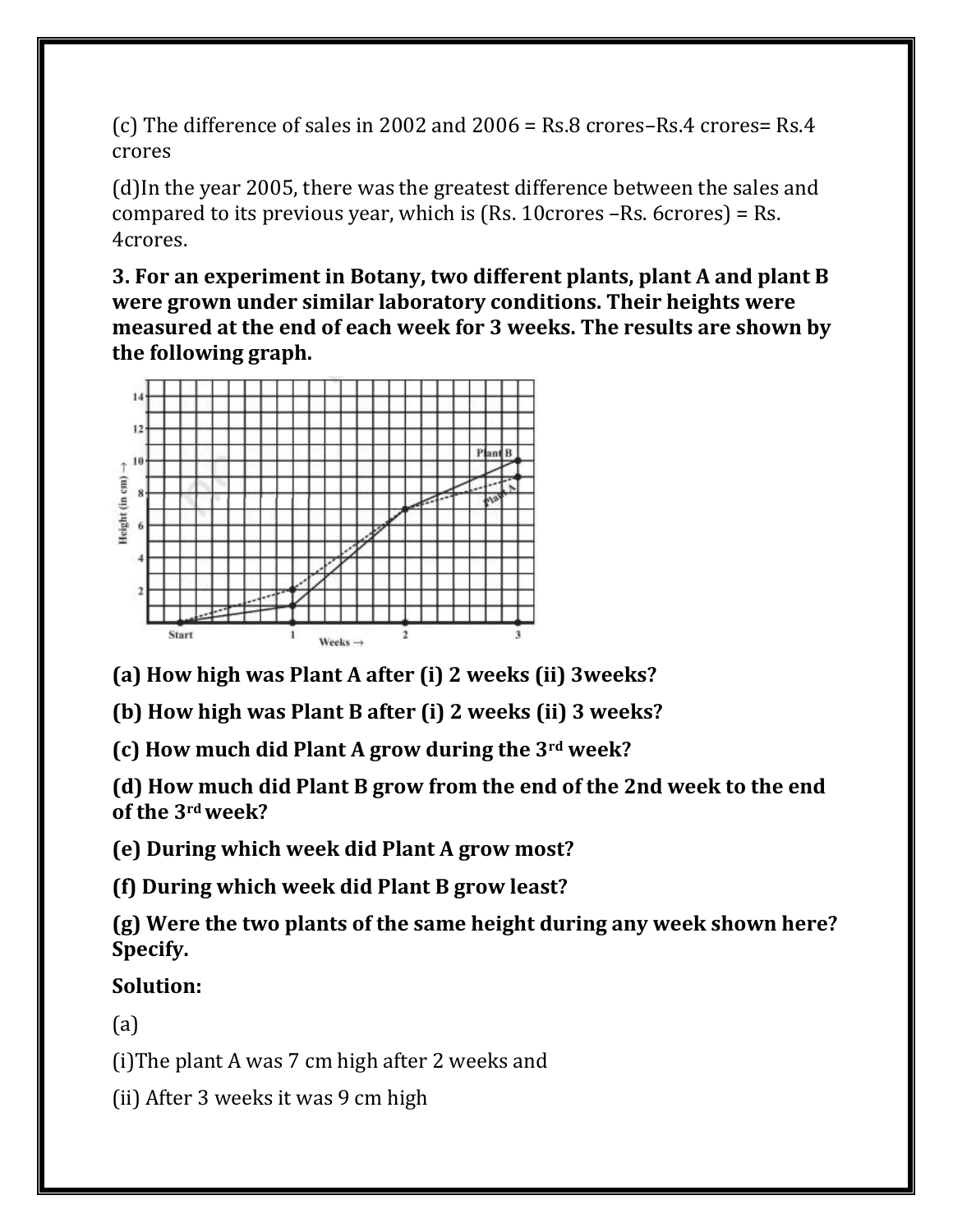(c) The difference of sales in 2002 and 2006 = Rs.8 crores–Rs.4 crores= Rs.4 crores

(d)In the year 2005, there was the greatest difference between the sales and compared to its previous year, which is (Rs. 10crores –Rs. 6crores) = Rs. 4crores.

**3. For an experiment in Botany, two different plants, plant A and plant B were grown under similar laboratory conditions. Their heights were measured at the end of each week for 3 weeks. The results are shown by the following graph.**

**(a) How high was Plant A after (i) 2 weeks (ii) 3weeks?**

**(b) How high was Plant B after (i) 2 weeks (ii) 3 weeks?**

**(c) How much did Plant A grow during the 3rd week?**

**(d) How much did Plant B grow from the end of the 2nd week to the end of the 3rd week?**

**(e) During which week did Plant A grow most?**

**(f) During which week did Plant B grow least?**

**(g) Were the two plants of the same height during any week shown here? Specify.**

**Solution:**

(a)

(i)The plant A was 7 cm high after 2 weeks and

(ii) After 3 weeks it was 9 cm high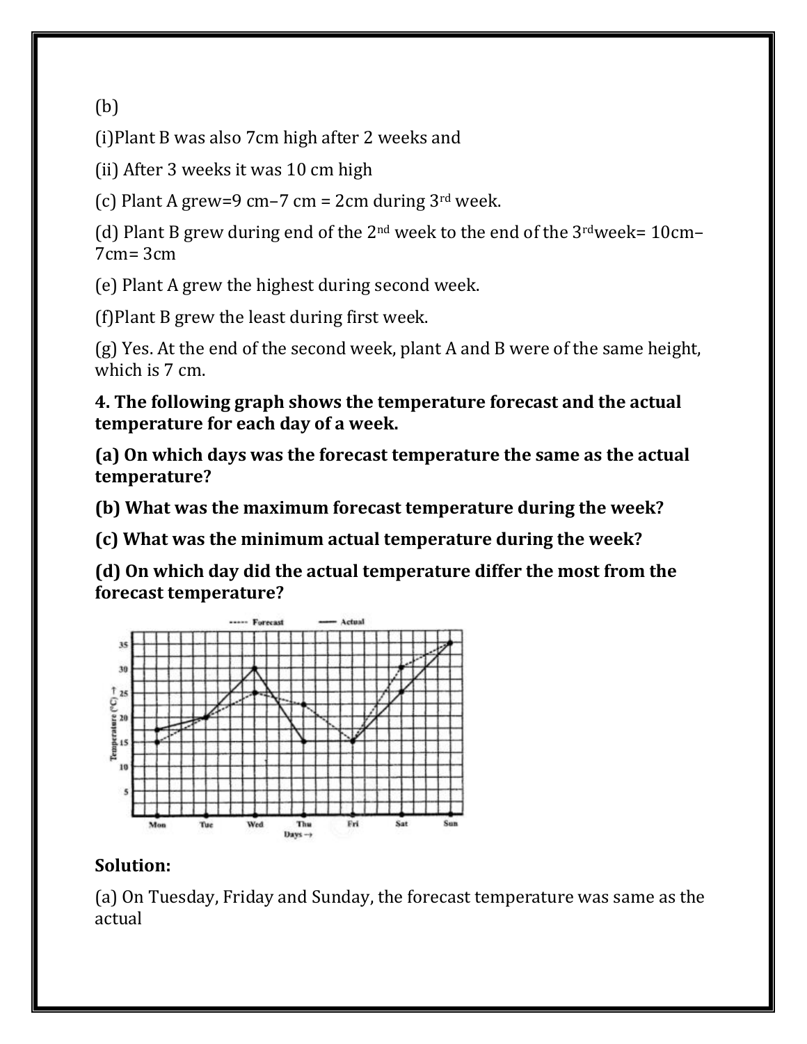(b)

(i)Plant B was also 7cm high after 2 weeks and

(ii) After 3 weeks it was 10 cm high

(c) Plant A grew=9 cm−7 cm = 2cm during 3[rd] week.

(d) Plant B grew during end of the 2[nd] week to the end of the 3[rd]week= 10cm−7cm= 3cm

(e) Plant A grew the highest during second week.

(f)Plant B grew the least during first week.

(g) Yes. At the end of the second week, plant A and B were of the same height, which is 7 cm.

**4. The following graph shows the temperature forecast and the actual temperature for each day of a week.**

**(a) On which days was the forecast temperature the same as the actual temperature?**

**(b) What was the maximum forecast temperature during the week?**

**(c) What was the minimum actual temperature during the week?**

**(d) On which day did the actual temperature differ the most from the forecast temperature?**

**Solution:**

(a) On Tuesday, Friday and Sunday, the forecast temperature was same as the actual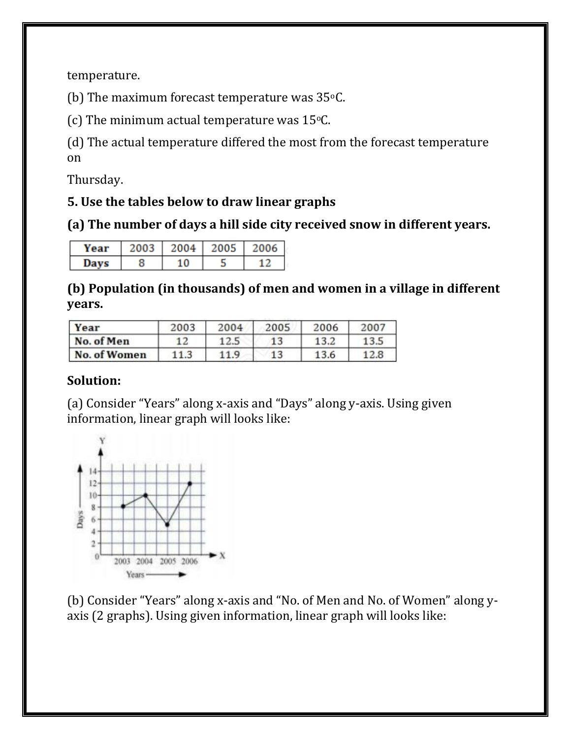temperature.

(b) The maximum forecast temperature was 35°C.

(c) The minimum actual temperature was 15°C.

(d) The actual temperature differed the most from the forecast temperature on

Thursday.

**5. Use the tables below to draw linear graphs**

**(a) The number of days a hill side city received snow in different years.**

| Year | 2003 | 2004 | 2005 | 2006 |
|---|---|---|---|---|
| Days | 8 | 10 | 5 | 12 |

**(b) Population (in thousands) of men and women in a village in different years.**

| Year | 2003 | 2004 | 2005 | 2006 | 2007 |
|---|---|---|---|---|---|
| No. of Men | 12 | 12.5 | 13 | 13.2 | 13.5 |
| No. of Women | 11.3 | 11.9 | 13 | 13.6 | 12.8 |

**Solution:**

(a) Consider "Years" along x-axis and "Days" along y-axis. Using given information, linear graph will looks like:

(b) Consider "Years" along x-axis and "No. of Men and No. of Women" along y-axis (2 graphs). Using given information, linear graph will looks like: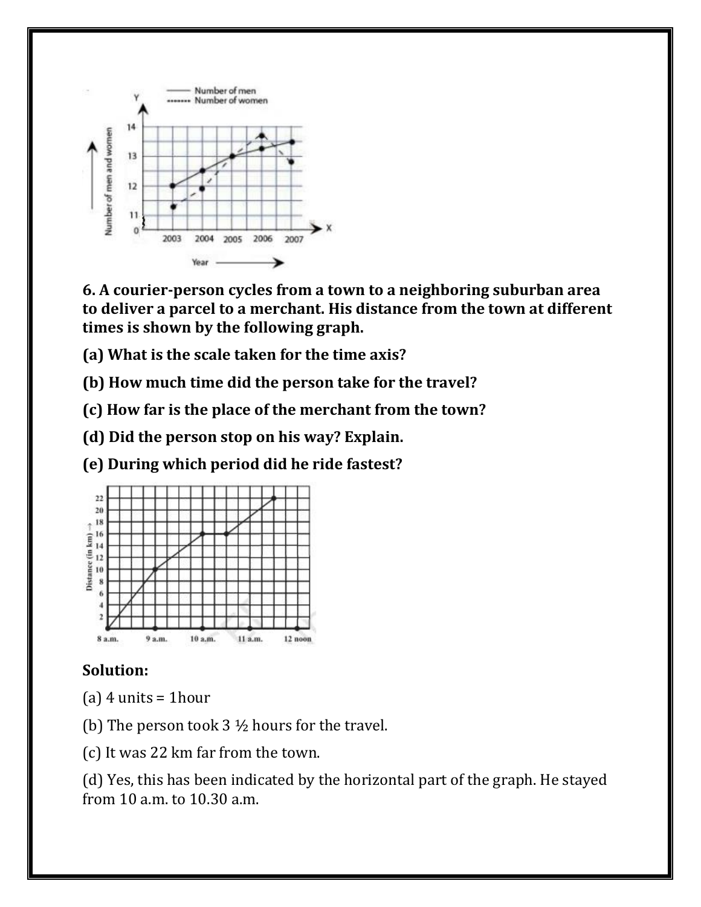**6. A courier-person cycles from a town to a neighboring suburban area to deliver a parcel to a merchant. His distance from the town at different times is shown by the following graph.**

**(a) What is the scale taken for the time axis?**

**(b) How much time did the person take for the travel?**

**(c) How far is the place of the merchant from the town?**

**(d) Did the person stop on his way? Explain.**

**(e) During which period did he ride fastest?**

**Solution:**

(a) 4 units = 1hour

(b) The person took 3 ½ hours for the travel.

(c) It was 22 km far from the town.

(d) Yes, this has been indicated by the horizontal part of the graph. He stayed from 10 a.m. to 10.30 a.m.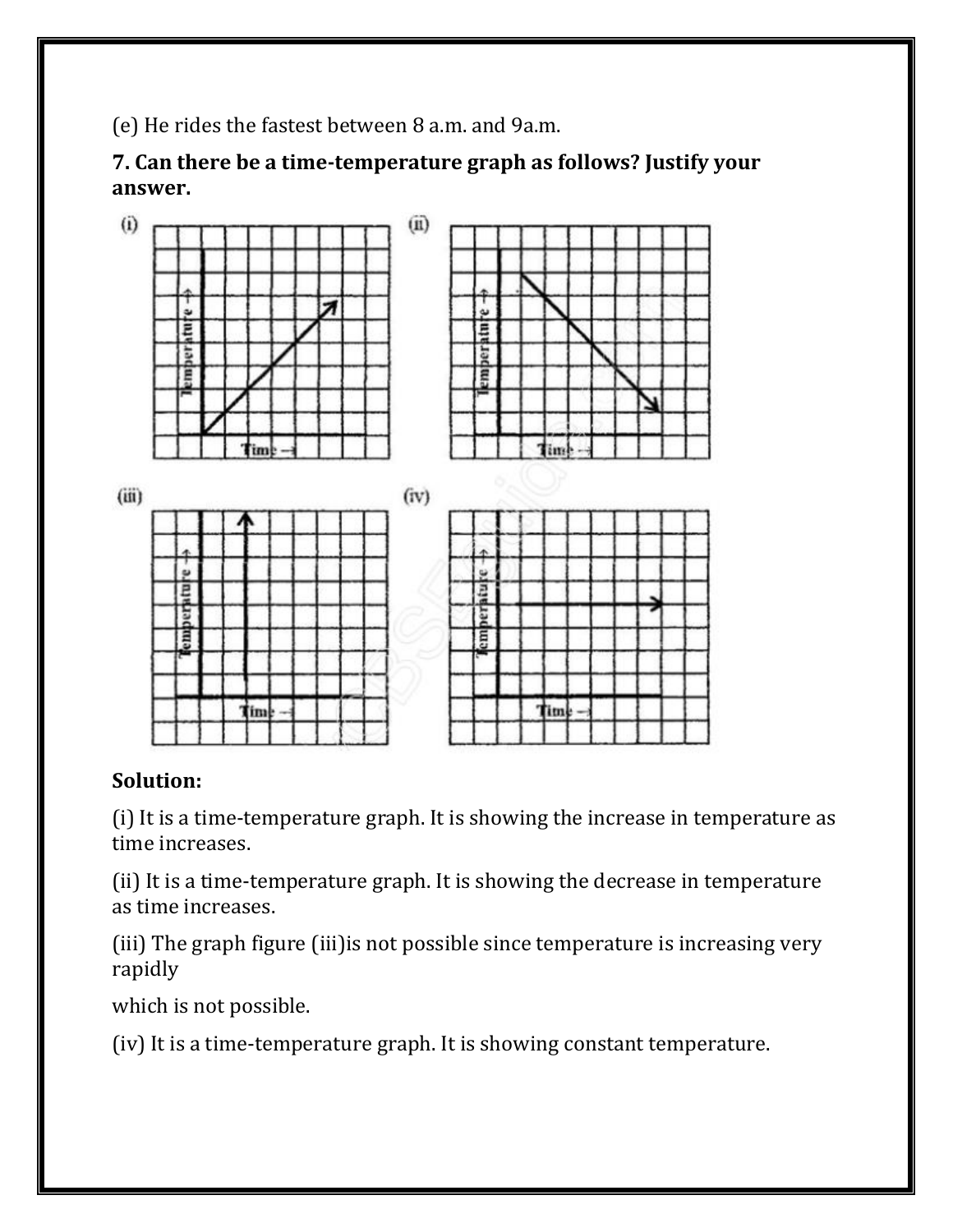(e) He rides the fastest between 8 a.m. and 9a.m.

**7. Can there be a time-temperature graph as follows? Justify your answer.**

**Solution:**

(i) It is a time-temperature graph. It is showing the increase in temperature as time increases.

(ii) It is a time-temperature graph. It is showing the decrease in temperature as time increases.

(iii) The graph figure (iii)is not possible since temperature is increasing very rapidly

which is not possible.

(iv) It is a time-temperature graph. It is showing constant temperature.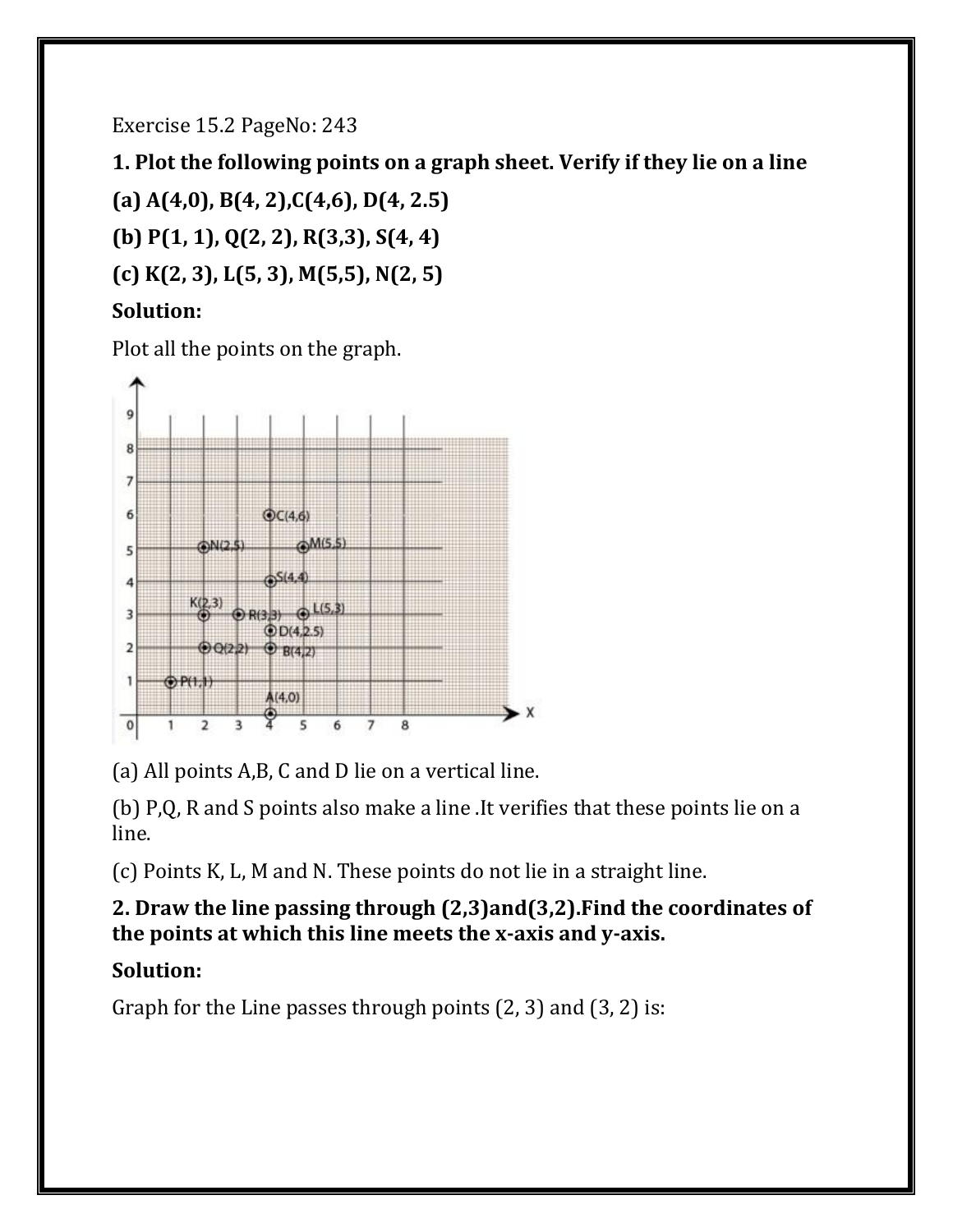Exercise 15.2 PageNo: 243

**1. Plot the following points on a graph sheet. Verify if they lie on a line**

**(a) A(4,0), B(4, 2),C(4,6), D(4, 2.5)**

**(b) P(1, 1), Q(2, 2), R(3,3), S(4, 4)**

**(c) K(2, 3), L(5, 3), M(5,5), N(2, 5)**

**Solution:**

Plot all the points on the graph.

(a) All points A,B, C and D lie on a vertical line.

(b) P,Q, R and S points also make a line .It verifies that these points lie on a line.

(c) Points K, L, M and N. These points do not lie in a straight line.

**2. Draw the line passing through (2,3)and(3,2).Find the coordinates of the points at which this line meets the x-axis and y-axis.**

**Solution:**

Graph for the Line passes through points (2, 3) and (3, 2) is: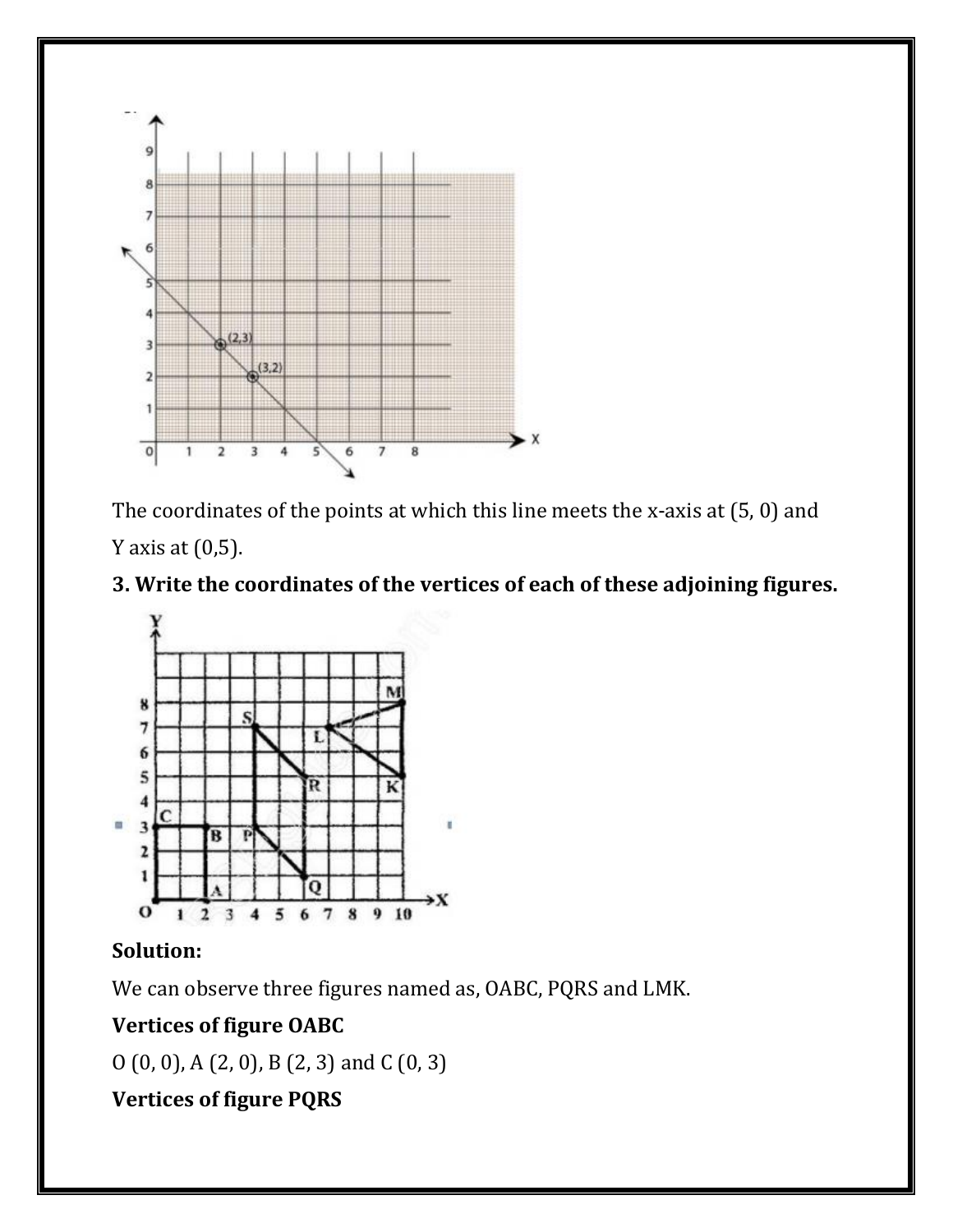The coordinates of the points at which this line meets the x-axis at (5, 0) and Y axis at (0,5).

**3. Write the coordinates of the vertices of each of these adjoining figures.**

**Solution:**

We can observe three figures named as, OABC, PQRS and LMK.

**Vertices of figure OABC**

O (0, 0), A (2, 0), B (2, 3) and C (0, 3)

**Vertices of figure PQRS**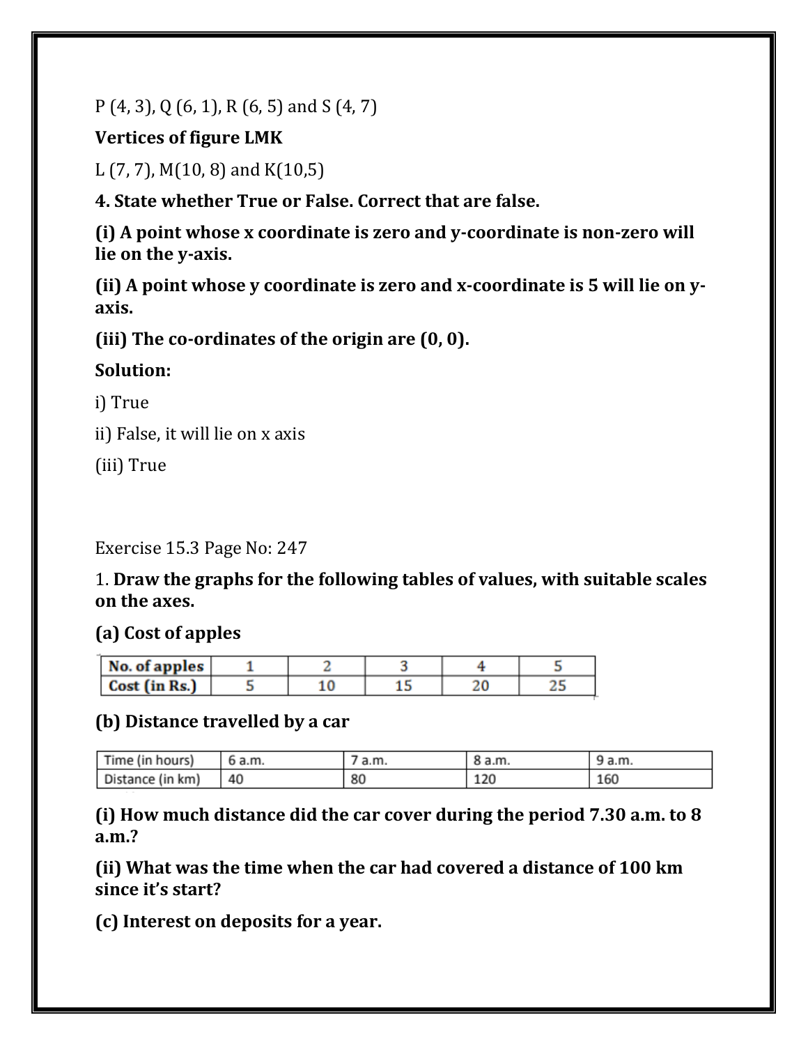P (4, 3), Q (6, 1), R (6, 5) and S (4, 7)

**Vertices of figure LMK**

L (7, 7), M(10, 8) and K(10,5)

**4. State whether True or False. Correct that are false.**

**(i) A point whose x coordinate is zero and y-coordinate is non-zero will lie on the y-axis.**

**(ii) A point whose y coordinate is zero and x-coordinate is 5 will lie on y-axis.**

**(iii) The co-ordinates of the origin are (0, 0).**

**Solution:**

i) True

ii) False, it will lie on x axis

(iii) True

Exercise 15.3 Page No: 247

1. **Draw the graphs for the following tables of values, with suitable scales on the axes.**

**(a) Cost of apples**

| No. of apples | 1 | 2 | 3 | 4 | 5 |
|---|---|---|---|---|---|
| Cost (in Rs.) | 5 | 10 | 15 | 20 | 25 |

**(b) Distance travelled by a car**

| Time (in hours) | 6 a.m. | 7 a.m. | 8 a.m. | 9 a.m. |
|---|---|---|---|---|
| Distance (in km) | 40 | 80 | 120 | 160 |

**(i) How much distance did the car cover during the period 7.30 a.m. to 8 a.m.?**

**(ii) What was the time when the car had covered a distance of 100 km since it's start?**

**(c) Interest on deposits for a year.**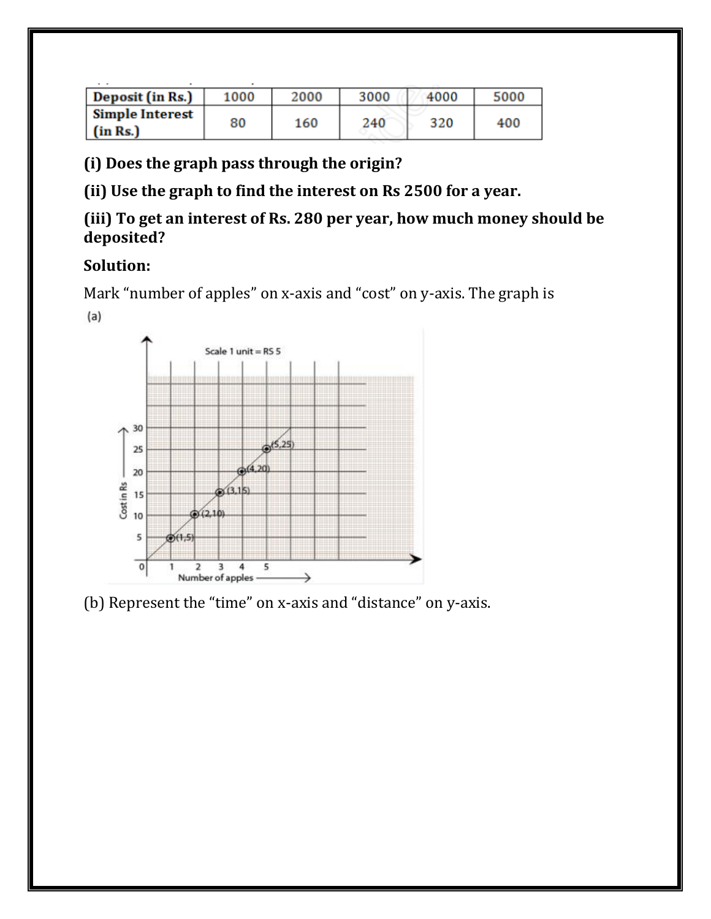| Deposit (in Rs.) | 1000 | 2000 | 3000 | 4000 | 5000 |
|---|---|---|---|---|---|
| Simple Interest (in Rs.) | 80 | 160 | 240 | 320 | 400 |

**(i) Does the graph pass through the origin?**

**(ii) Use the graph to find the interest on Rs 2500 for a year.**

**(iii) To get an interest of Rs. 280 per year, how much money should be deposited?**

**Solution:**

Mark "number of apples" on x-axis and "cost" on y-axis. The graph is

(a)

(b) Represent the "time" on x-axis and "distance" on y-axis.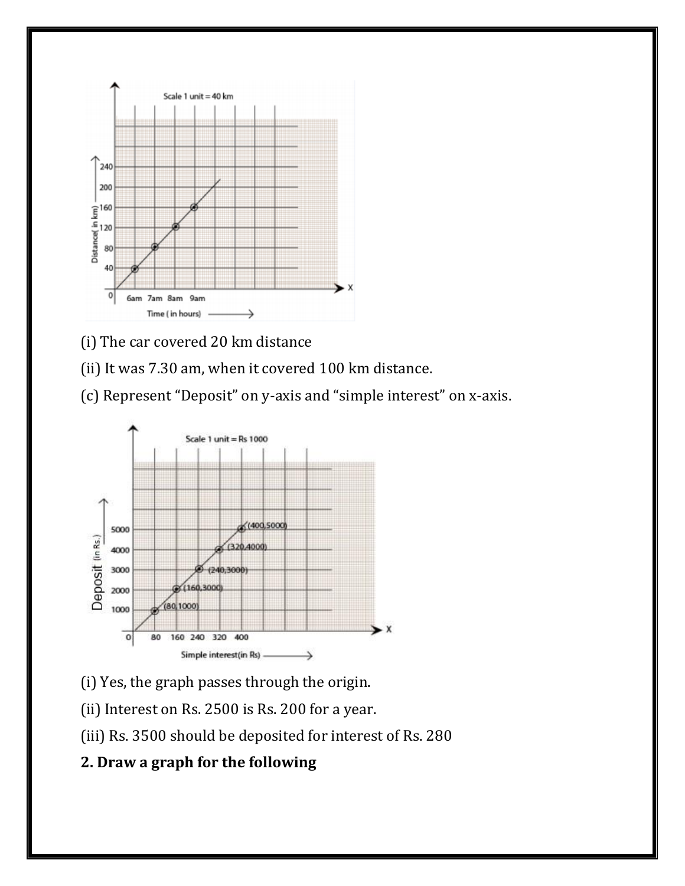(i) The car covered 20 km distance

(ii) It was 7.30 am, when it covered 100 km distance.

(c) Represent “Deposit” on y-axis and “simple interest” on x-axis.

(i) Yes, the graph passes through the origin.

(ii) Interest on Rs. 2500 is Rs. 200 for a year.

(iii) Rs. 3500 should be deposited for interest of Rs. 280

**2. Draw a graph for the following**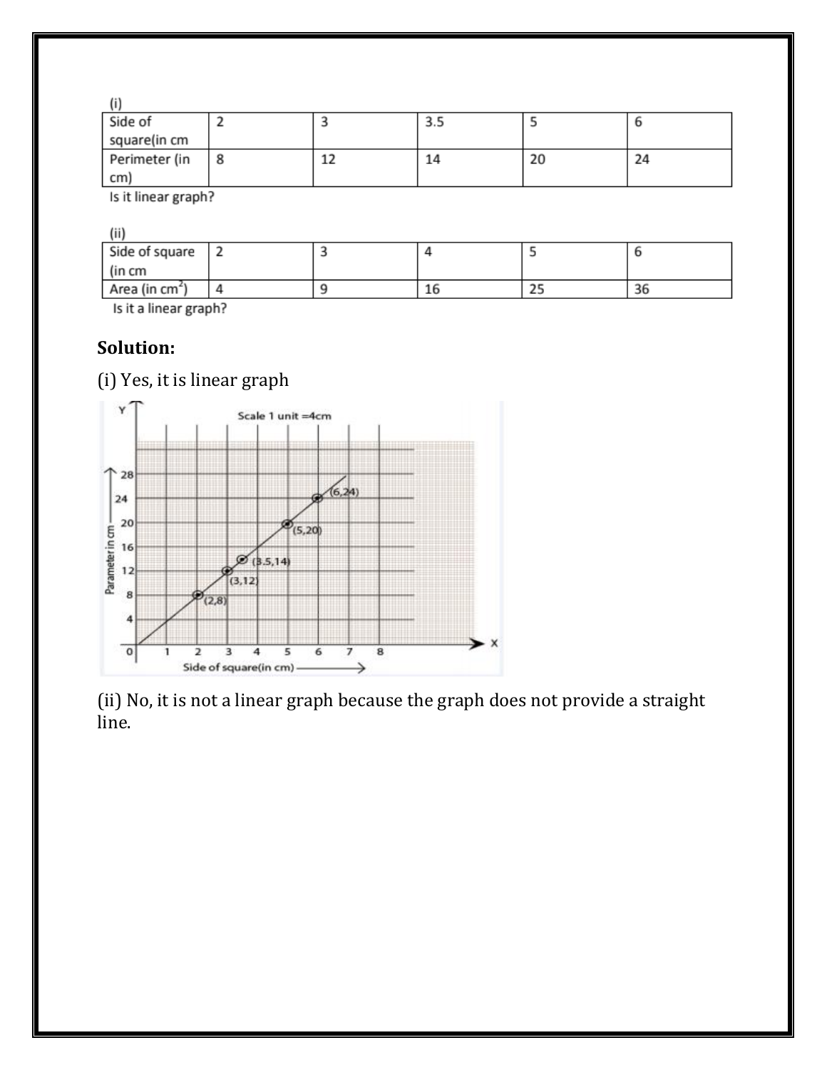(i)

| Side of square(in cm | 2 | 3 | 3.5 | 5 | 6 |
| --- | --- | --- | --- | --- | --- |
| Perimeter (in cm) | 8 | 12 | 14 | 20 | 24 |

Is it linear graph?

(ii)

| Side of square (in cm | 2 | 3 | 4 | 5 | 6 |
| --- | --- | --- | --- | --- | --- |
| Area (in $cm^2$) | 4 | 9 | 16 | 25 | 36 |

Is it a linear graph?

**Solution:**

(i) Yes, it is linear graph

(ii) No, it is not a linear graph because the graph does not provide a straight line.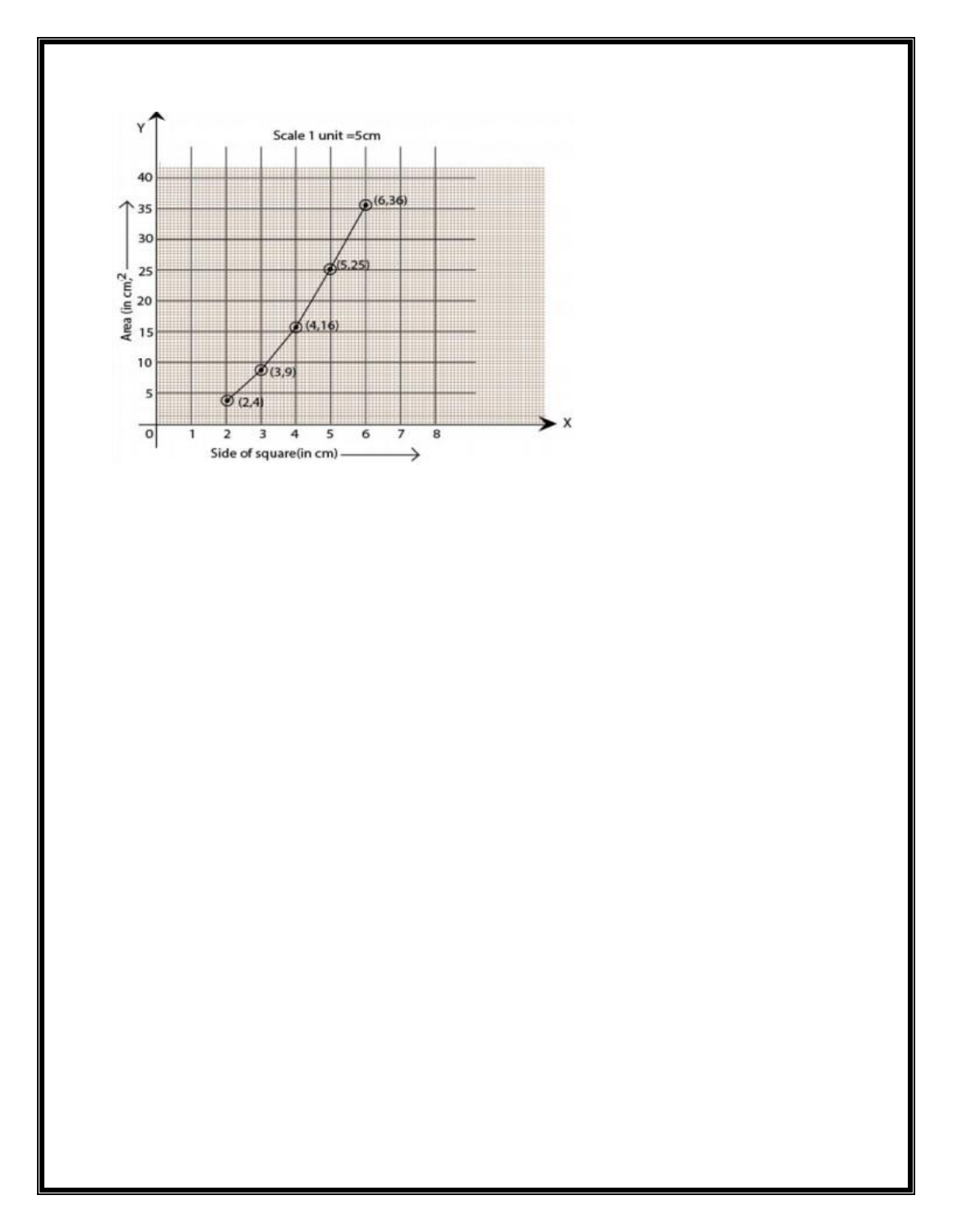Scale 1 unit =5cm

Y

Area (in cm$^2$)

40
35
30
25
20
15
10
5

(6,36)
(5,25)
(4,16)
(3,9)
(2,4)

0 1 2 3 4 5 6 7 8

X

Side of square(in cm)